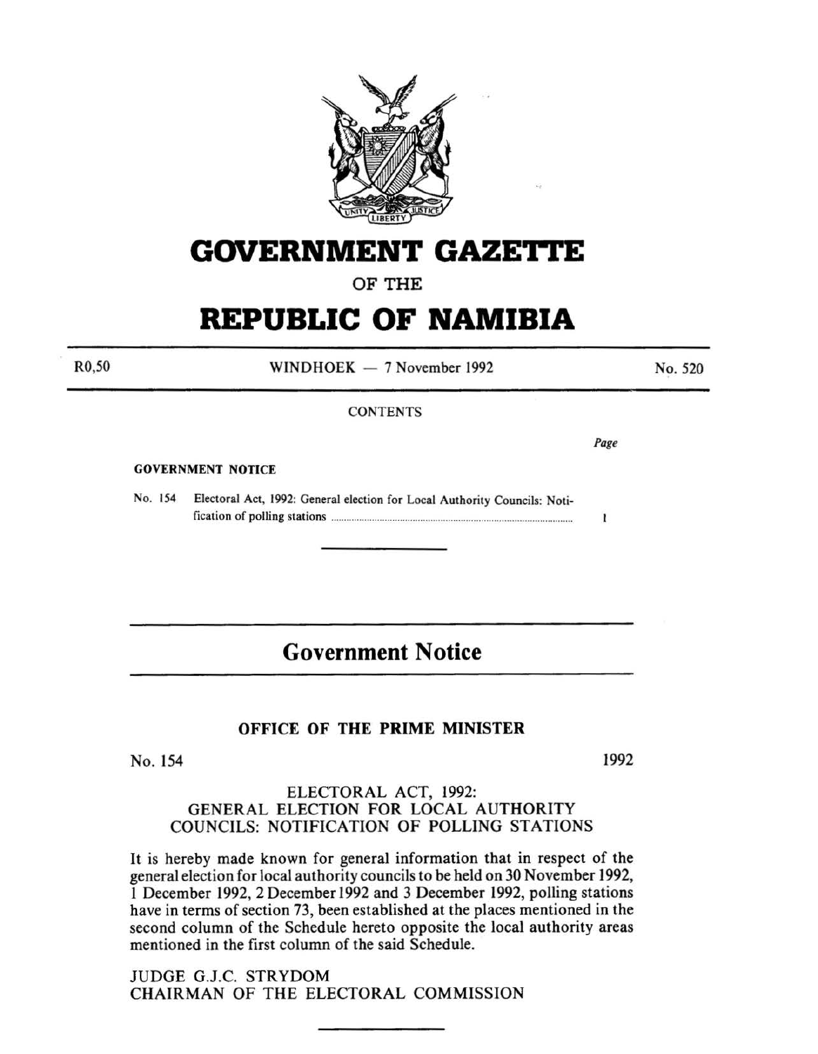# GOVERNMENT GAZETTE

OF THE

# REPUBLIC OF NAMIBIA

R0,50 WINDHOEK — 7 November 1992 No. 520

CONTENTS

| | | Page |
|---|---|---|
| **GOVERNMENT NOTICE** | | |
| No. 154 | Electoral Act, 1992: General election for Local Authority Councils: Notification of polling stations | 1 |

## Government Notice

### OFFICE OF THE PRIME MINISTER

No. 154 1992

ELECTORAL ACT, 1992:
GENERAL ELECTION FOR LOCAL AUTHORITY COUNCILS: NOTIFICATION OF POLLING STATIONS

It is hereby made known for general information that in respect of the general election for local authority councils to be held on 30 November 1992, 1 December 1992, 2 December 1992 and 3 December 1992, polling stations have in terms of section 73, been established at the places mentioned in the second column of the Schedule hereto opposite the local authority areas mentioned in the first column of the said Schedule.

JUDGE G.J.C. STRYDOM
CHAIRMAN OF THE ELECTORAL COMMISSION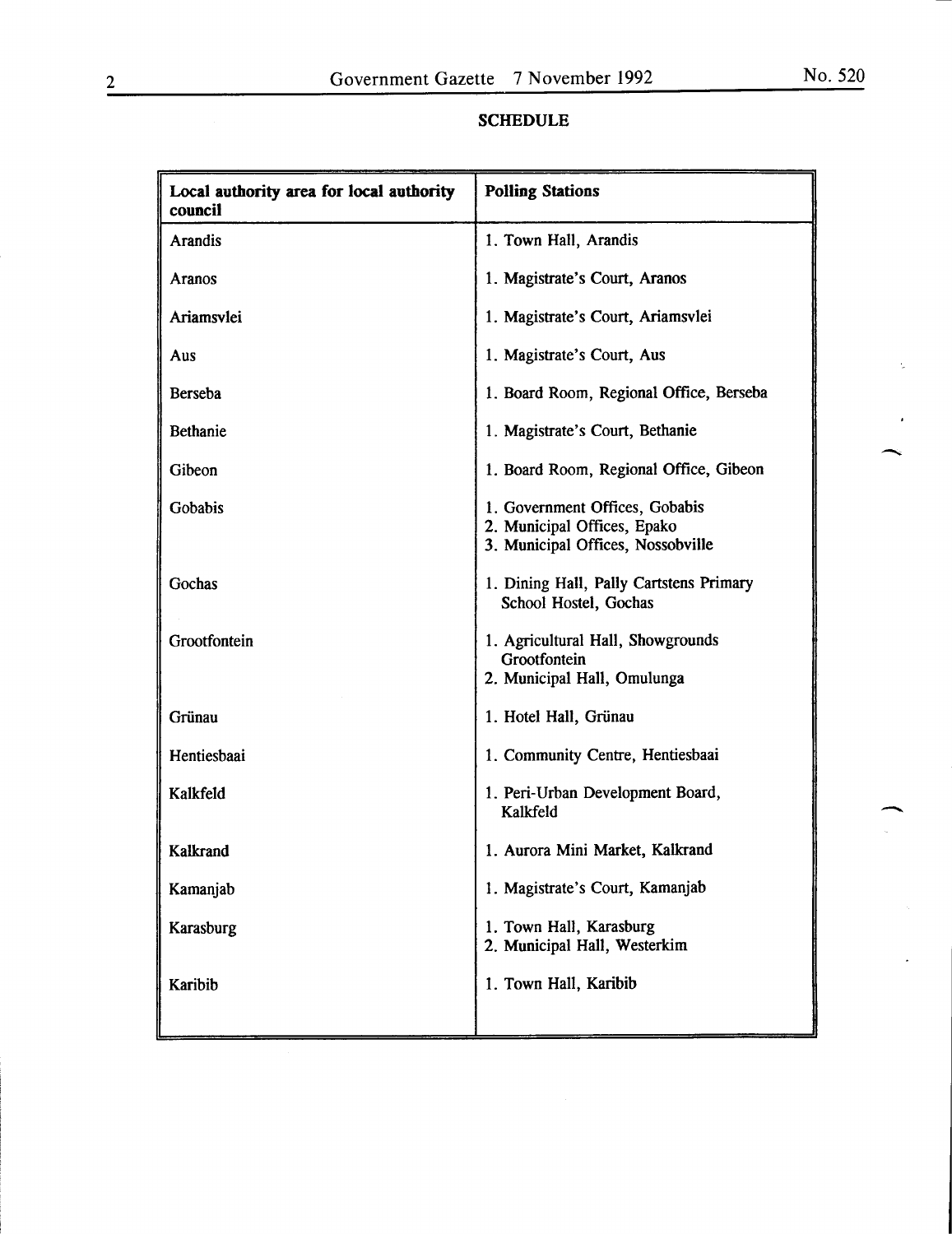## SCHEDULE

| Local authority area for local authority council | Polling Stations |
|---|---|
| Arandis | 1. Town Hall, Arandis |
| Aranos | 1. Magistrate's Court, Aranos |
| Ariamsvlei | 1. Magistrate's Court, Ariamsvlei |
| Aus | 1. Magistrate's Court, Aus |
| Berseba | 1. Board Room, Regional Office, Berseba |
| Bethanie | 1. Magistrate's Court, Bethanie |
| Gibeon | 1. Board Room, Regional Office, Gibeon |
| Gobabis | 1. Government Offices, Gobabis<br>2. Municipal Offices, Epako<br>3. Municipal Offices, Nossobville |
| Gochas | 1. Dining Hall, Pally Cartstens Primary School Hostel, Gochas |
| Grootfontein | 1. Agricultural Hall, Showgrounds Grootfontein<br>2. Municipal Hall, Omulunga |
| Grünau | 1. Hotel Hall, Grünau |
| Hentiesbaai | 1. Community Centre, Hentiesbaai |
| Kalkfeld | 1. Peri-Urban Development Board, Kalkfeld |
| Kalkrand | 1. Aurora Mini Market, Kalkrand |
| Kamanjab | 1. Magistrate's Court, Kamanjab |
| Karasburg | 1. Town Hall, Karasburg<br>2. Municipal Hall, Westerkim |
| Karibib | 1. Town Hall, Karibib |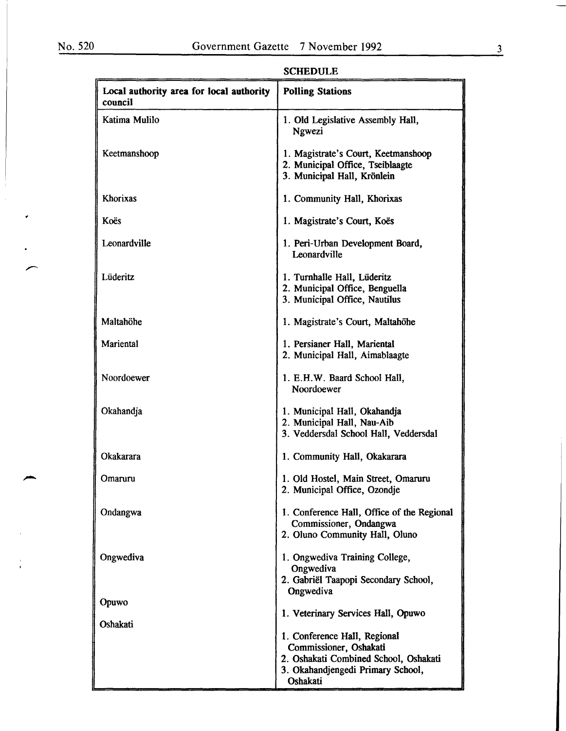SCHEDULE

| Local authority area for local authority council | Polling Stations |
|---|---|
| Katima Mulilo | 1. Old Legislative Assembly Hall, Ngwezi |
| Keetmanshoop | 1. Magistrate's Court, Keetmanshoop<br>2. Municipal Office, Tseiblaagte<br>3. Municipal Hall, Krönlein |
| Khorixas | 1. Community Hall, Khorixas |
| Koës | 1. Magistrate's Court, Koës |
| Leonardville | 1. Peri-Urban Development Board, Leonardville |
| Lüderitz | 1. Turnhalle Hall, Lüderitz<br>2. Municipal Office, Benguella<br>3. Municipal Office, Nautilus |
| Maltahöhe | 1. Magistrate's Court, Maltahöhe |
| Mariental | 1. Persianer Hall, Mariental<br>2. Municipal Hall, Aimablaagte |
| Noordoewer | 1. E.H.W. Baard School Hall, Noordoewer |
| Okahandja | 1. Municipal Hall, Okahandja<br>2. Municipal Hall, Nau-Aib<br>3. Veddersdal School Hall, Veddersdal |
| Okakarara | 1. Community Hall, Okakarara |
| Omaruru | 1. Old Hostel, Main Street, Omaruru<br>2. Municipal Office, Ozondje |
| Ondangwa | 1. Conference Hall, Office of the Regional Commissioner, Ondangwa<br>2. Oluno Community Hall, Oluno |
| Ongwediva | 1. Ongwediva Training College, Ongwediva<br>2. Gabriël Taapopi Secondary School, Ongwediva |
| Opuwo | 1. Veterinary Services Hall, Opuwo |
| Oshakati | 1. Conference Hall, Regional Commissioner, Oshakati<br>2. Oshakati Combined School, Oshakati<br>3. Okahandjengedi Primary School, Oshakati |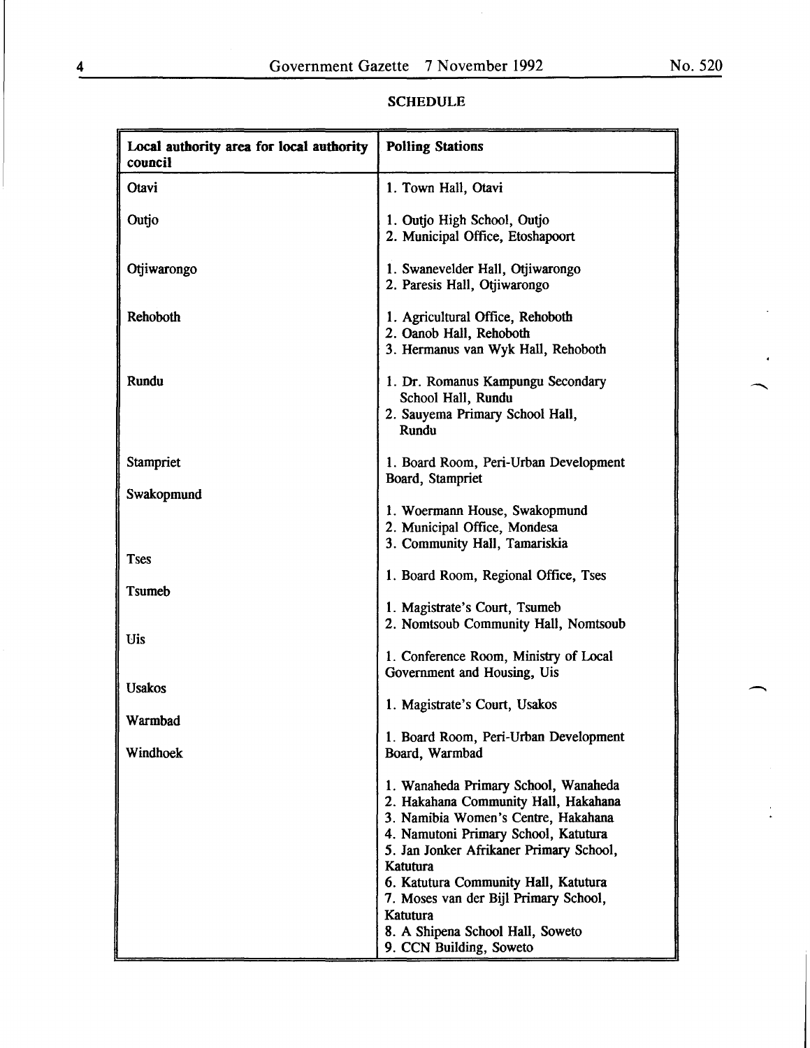## SCHEDULE

| Local authority area for local authority council | Polling Stations |
| --- | --- |
| Otavi | 1. Town Hall, Otavi |
| Outjo | 1. Outjo High School, Outjo<br>2. Municipal Office, Etoshapoort |
| Otjiwarongo | 1. Swanevelder Hall, Otjiwarongo<br>2. Paresis Hall, Otjiwarongo |
| Rehoboth | 1. Agricultural Office, Rehoboth<br>2. Oanob Hall, Rehoboth<br>3. Hermanus van Wyk Hall, Rehoboth |
| Rundu | 1. Dr. Romanus Kampungu Secondary School Hall, Rundu<br>2. Sauyema Primary School Hall, Rundu |
| Stampriet | 1. Board Room, Peri-Urban Development Board, Stampriet |
| Swakopmund | 1. Woermann House, Swakopmund<br>2. Municipal Office, Mondesa<br>3. Community Hall, Tamariskia |
| Tses | 1. Board Room, Regional Office, Tses |
| Tsumeb | 1. Magistrate's Court, Tsumeb<br>2. Nomtsoub Community Hall, Nomtsoub |
| Uis | 1. Conference Room, Ministry of Local Government and Housing, Uis |
| Usakos | 1. Magistrate's Court, Usakos |
| Warmbad | 1. Board Room, Peri-Urban Development Board, Warmbad |
| Windhoek | 1. Wanaheda Primary School, Wanaheda<br>2. Hakahana Community Hall, Hakahana<br>3. Namibia Women's Centre, Hakahana<br>4. Namutoni Primary School, Katutura<br>5. Jan Jonker Afrikaner Primary School, Katutura<br>6. Katutura Community Hall, Katutura<br>7. Moses van der Bijl Primary School, Katutura<br>8. A Shipena School Hall, Soweto<br>9. CCN Building, Soweto |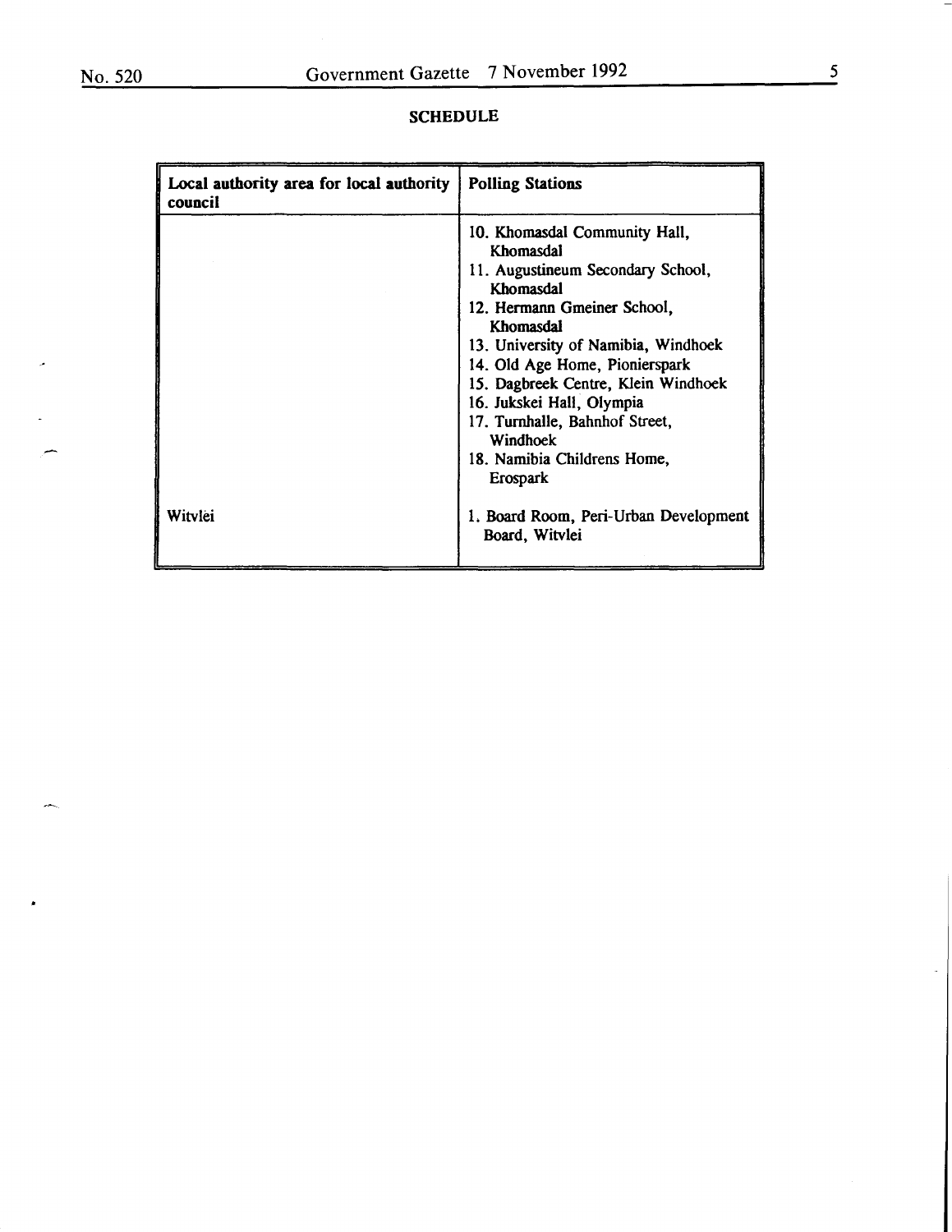## SCHEDULE

| Local authority area for local authority council | Polling Stations |
|---|---|
| | 10. Khomasdal Community Hall, Khomasdal<br>11. Augustineum Secondary School, Khomasdal<br>12. Hermann Gmeiner School, Khomasdal<br>13. University of Namibia, Windhoek<br>14. Old Age Home, Pionierspark<br>15. Dagbreek Centre, Klein Windhoek<br>16. Jukskei Hall, Olympia<br>17. Turnhalle, Bahnhof Street, Windhoek<br>18. Namibia Childrens Home, Erospark |
| Witvlëi | 1. Board Room, Peri-Urban Development Board, Witvlei |